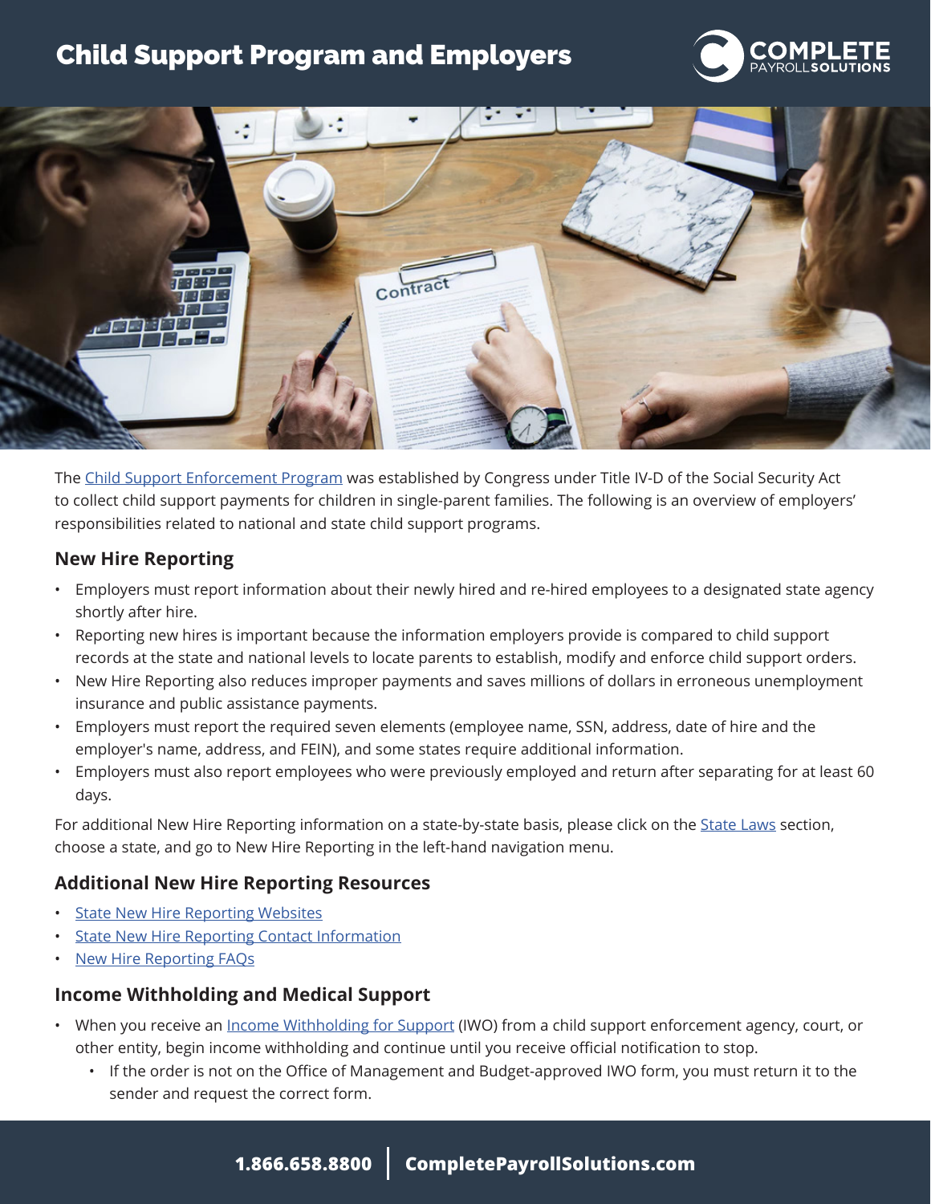# Child Support Program and Employers

The Child Support Enforcement Program was established by Congress under Title IV-D of the Social Security Act to collect child support payments for children in single-parent families. The following is an overview of employers' responsibilities related to national and state child support programs.

## New Hire Reporting

- Employers must report information about their newly hired and re-hired employees to a designated state agency shortly after hire.
- Reporting new hires is important because the information employers provide is compared to child support records at the state and national levels to locate parents to establish, modify and enforce child support orders.
- New Hire Reporting also reduces improper payments and saves millions of dollars in erroneous unemployment insurance and public assistance payments.
- Employers must report the required seven elements (employee name, SSN, address, date of hire and the employer's name, address, and FEIN), and some states require additional information.
- Employers must also report employees who were previously employed and return after separating for at least 60 days.

For additional New Hire Reporting information on a state-by-state basis, please click on the State Laws section, choose a state, and go to New Hire Reporting in the left-hand navigation menu.

## Additional New Hire Reporting Resources

- State New Hire Reporting Websites
- State New Hire Reporting Contact Information
- New Hire Reporting FAQs

## Income Withholding and Medical Support

- When you receive an Income Withholding for Support (IWO) from a child support enforcement agency, court, or other entity, begin income withholding and continue until you receive official notification to stop.
    - If the order is not on the Office of Management and Budget-approved IWO form, you must return it to the sender and request the correct form.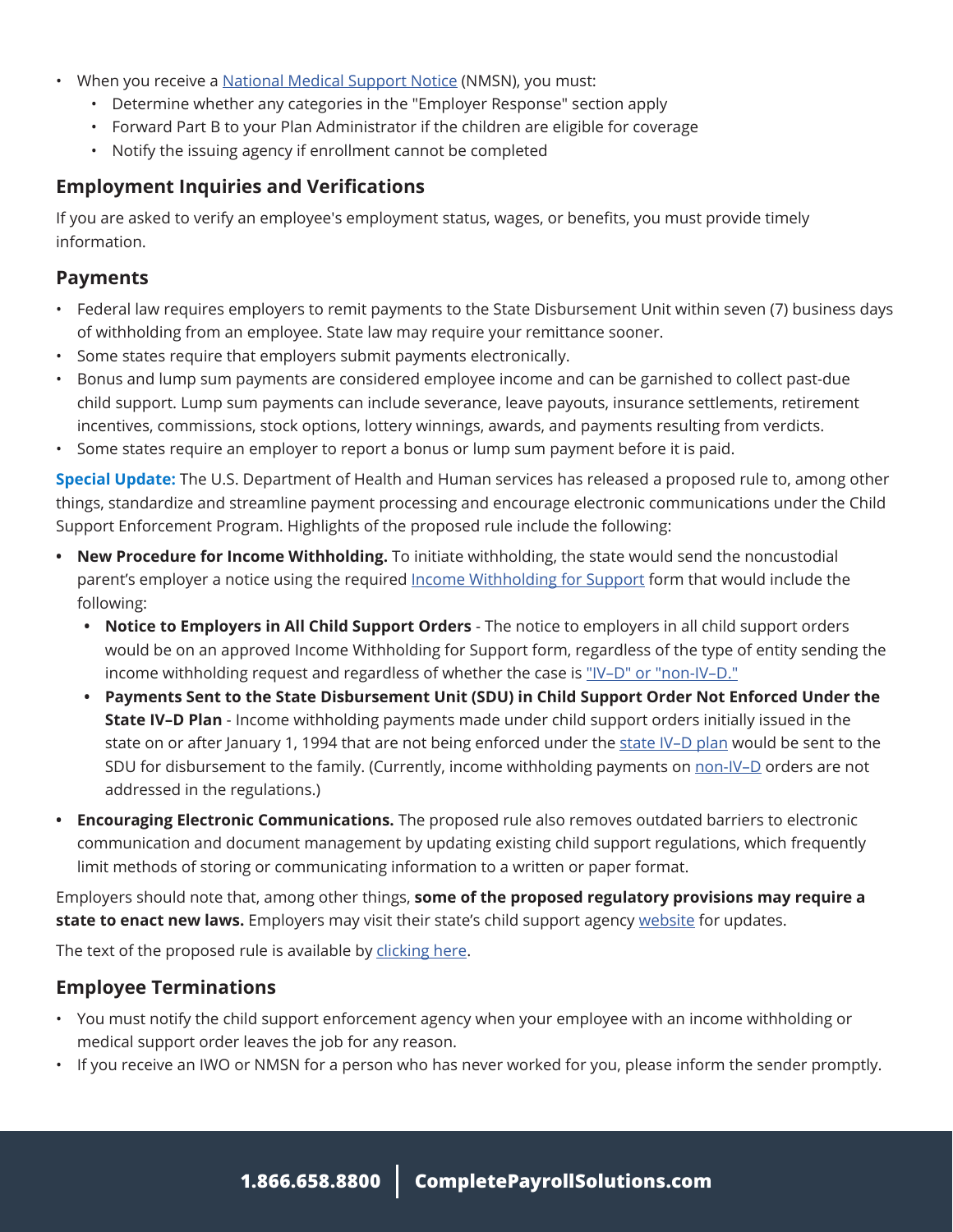- When you receive a National Medical Support Notice (NMSN), you must:
  - Determine whether any categories in the "Employer Response" section apply
  - Forward Part B to your Plan Administrator if the children are eligible for coverage
  - Notify the issuing agency if enrollment cannot be completed

## Employment Inquiries and Verifications

If you are asked to verify an employee's employment status, wages, or benefits, you must provide timely information.

## Payments

- Federal law requires employers to remit payments to the State Disbursement Unit within seven (7) business days of withholding from an employee. State law may require your remittance sooner.
- Some states require that employers submit payments electronically.
- Bonus and lump sum payments are considered employee income and can be garnished to collect past-due child support. Lump sum payments can include severance, leave payouts, insurance settlements, retirement incentives, commissions, stock options, lottery winnings, awards, and payments resulting from verdicts.
- Some states require an employer to report a bonus or lump sum payment before it is paid.

**Special Update:** The U.S. Department of Health and Human services has released a proposed rule to, among other things, standardize and streamline payment processing and encourage electronic communications under the Child Support Enforcement Program. Highlights of the proposed rule include the following:

- **New Procedure for Income Withholding.** To initiate withholding, the state would send the noncustodial parent's employer a notice using the required Income Withholding for Support form that would include the following:
  - **Notice to Employers in All Child Support Orders** - The notice to employers in all child support orders would be on an approved Income Withholding for Support form, regardless of the type of entity sending the income withholding request and regardless of whether the case is "IV–D" or "non-IV–D."
  - **Payments Sent to the State Disbursement Unit (SDU) in Child Support Order Not Enforced Under the State IV–D Plan** - Income withholding payments made under child support orders initially issued in the state on or after January 1, 1994 that are not being enforced under the state IV–D plan would be sent to the SDU for disbursement to the family. (Currently, income withholding payments on non-IV–D orders are not addressed in the regulations.)
- **Encouraging Electronic Communications.** The proposed rule also removes outdated barriers to electronic communication and document management by updating existing child support regulations, which frequently limit methods of storing or communicating information to a written or paper format.

Employers should note that, among other things, **some of the proposed regulatory provisions may require a state to enact new laws.** Employers may visit their state's child support agency website for updates.

The text of the proposed rule is available by clicking here.

## Employee Terminations

- You must notify the child support enforcement agency when your employee with an income withholding or medical support order leaves the job for any reason.
- If you receive an IWO or NMSN for a person who has never worked for you, please inform the sender promptly.

**1.866.658.8800 | CompletePayrollSolutions.com**